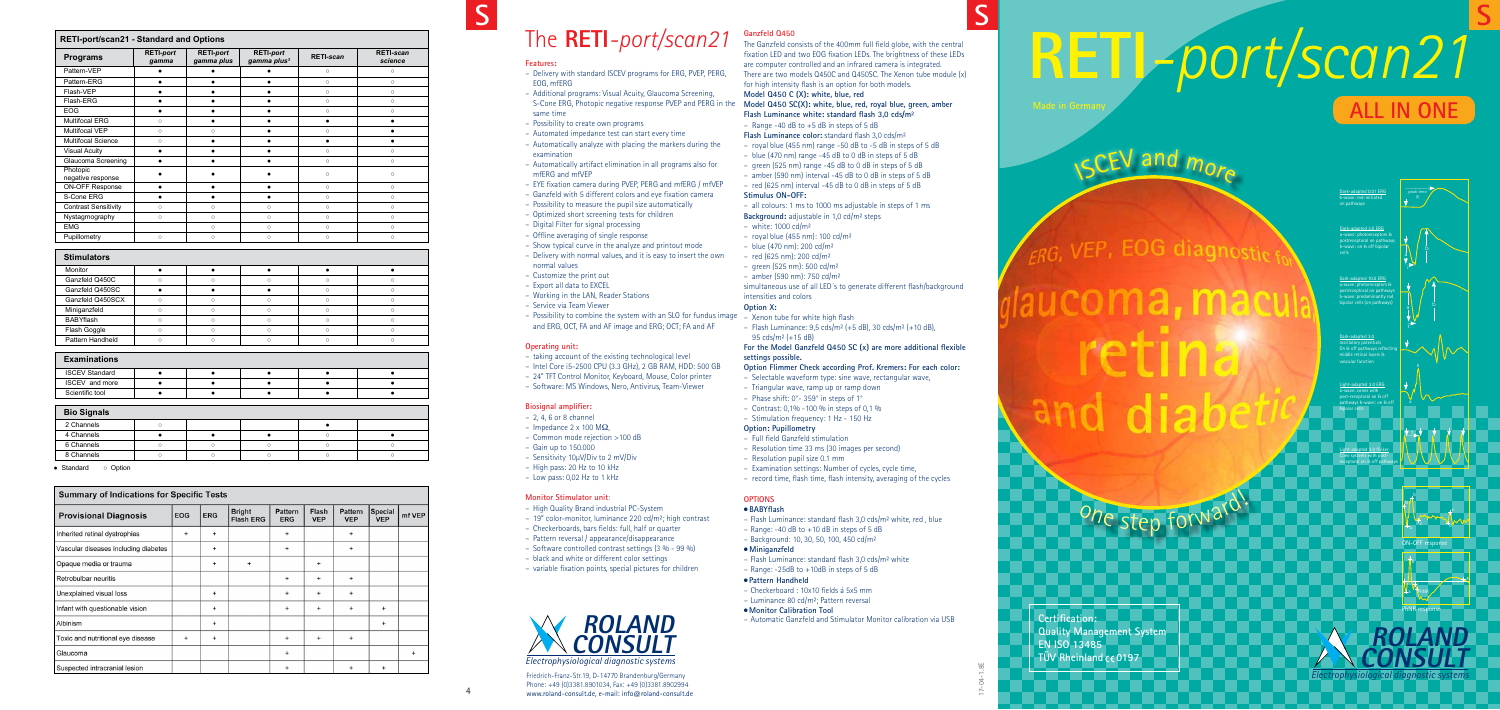## RETI-port/scan21 - Standard and Options

| Programs | RETI-port gamma | RETI-port gamma plus | RETI-port gamma plus² | RETI-scan | RETI-scan science |
|---|---|---|---|---|---|
| Pattern-VEP | ● | ● | ● | ○ | ○ |
| Pattern-ERG | ● | ● | ● | ○ | ○ |
| Flash-VEP | ● | ● | ● | ○ | ○ |
| Flash-ERG | ● | ● | ● | ○ | ○ |
| EOG | ● | ● | ● | ○ | ○ |
| Multifocal ERG | ○ | ● | ● | ● | ● |
| Multifocal VEP | ○ | ○ | ● | ○ | ● |
| Multifocal Science | ○ | ● | ● | ● | ● |
| Visual Acuity | ● | ● | ● | ○ | ○ |
| Glaucoma Screening | ● | ● | ● | ○ | ○ |
| Photopic negative response | ● | ● | ● | ○ | ○ |
| ON-OFF Response | ● | ● | ● | ○ | ○ |
| S-Cone ERG | ● | ● | ● | ○ | ○ |
| Contrast Sensitivity | ○ | ○ | ○ | ○ | ○ |
| Nystagmography | ○ | ○ | ○ | ○ | ○ |
| EMG | | ○ | ○ | ○ | ○ |
| Pupillometry | ○ | ○ | ○ | ○ | ○ |

| Stimulators | | | | | |
|---|---|---|---|---|---|
| Monitor | ● | ● | ● | ● | ● |
| Ganzfeld Q450C | ○ | ○ | ○ | ○ | ○ |
| Ganzfeld Q450SC | ● | ● | ● | ○ | ○ |
| Ganzfeld Q450SCX | ○ | ○ | ○ | ○ | ○ |
| Miniganzfeld | ○ | ○ | ○ | ○ | ○ |
| BABYflash | ○ | ○ | ○ | ○ | ○ |
| Flash Goggle | ○ | ○ | ○ | ○ | ○ |
| Pattern Handheld | ○ | ○ | ○ | ○ | ○ |

| Examinations | | | | | |
|---|---|---|---|---|---|
| ISCEV Standard | ● | ● | ● | ● | ● |
| ISCEV and more | ● | ● | ● | ● | ● |
| Scientific tool | ● | ● | ● | ● | ● |

| Bio Signals | | | | | |
|---|---|---|---|---|---|
| 2 Channels | ○ | | | ● | |
| 4 Channels | ● | ● | ● | ○ | ● |
| 6 Channels | ○ | ○ | ○ | ○ | ○ |
| 8 Channels | ○ | ○ | ○ | ○ | ○ |

● Standard ○ Option

## Summary of Indications for Specific Tests

| Provisional Diagnosis | EOG | ERG | Bright Flash ERG | Pattern ERG | Flash VEP | Pattern VEP | Special VEP | mf VEP |
|---|---|---|---|---|---|---|---|---|
| Inherited retinal dystrophies | + | + | | + | | + | | |
| Vascular diseases including diabetes | | + | | + | | + | | |
| Opaque media or trauma | | + | + | | + | | | |
| Retrobulbar neuritis | | | | + | + | + | | |
| Unexplained visual loss | | + | | + | + | + | | |
| Infant with questionable vision | | + | | + | + | + | + | |
| Albinism | | + | | | | | + | |
| Toxic and nutritional eye disease | + | + | | + | + | + | | |
| Glaucoma | | | | + | | | | + |
| Suspected intracranial lesion | | | | + | | + | + | |

# The RETI-port/scan21

### Features:
- Delivery with standard ISCEV programs for ERG, PVEP, PERG, EOG, mfERG
- Additional programs: Visual Acuity, Glaucoma Screening, S-Cone ERG, Photopic negative response PVEP and PERG in the same time
- Possibility to create own programs
- Automated impedance test can start every time
- Automatically analyze with placing the markers during the examination
- Automatically artifact elimination in all programs also for mfERG and mfVEP
- EYE fixation camera during PVEP, PERG and mfERG / mfVEP
- Ganzfeld with 5 different colors and eye fixation camera
- Possibility to measure the pupil size automatically
- Optimized short screening tests for children
- Digital Filter for signal processing
- Offline averaging of single response
- Show typical curve in the analyze and printout mode
- Delivery with normal values, and it is easy to insert the own normal values
- Customize the print out
- Export all data to EXCEL
- Working in the LAN, Reader Stations
- Service via Team Viewer
- Possibility to combine the system with an SLO for fundus image and ERG, OCT, FA and AF image and ERG; OCT; FA and AF

### Operating unit:
- taking account of the existing technological level
- Intel Core i5-2500 CPU (3.3 GHz), 2 GB RAM, HDD: 500 GB
- 24" TFT Control Monitor, Keyboard, Mouse, Color printer
- Software: MS Windows, Nero, Antivirus, Team-Viewer

### Biosignal amplifier:
- 2, 4, 6 or 8 channel
- Impedance 2 x 100 MΩ,
- Common mode rejection >100 dB
- Gain up to 150.000
- Sensitivity 10µV/Div to 2 mV/Div
- High pass: 20 Hz to 10 kHz
- Low pass: 0,02 Hz to 1 kHz

### Monitor Stimulator unit:
- High Quality Brand industrial PC-System
- 19" color-monitor, luminance 220 cd/m², high contrast
- Checkerboards, bars fields: full, half or quarter
- Pattern reversal / appearance/disappearance
- Software controlled contrast settings (3 % - 99 %)
- black and white or different color settings
- variable fixation points, special pictures for children

ROLAND CONSULT
Electrophysiological diagnostic systems

Friedrich-Franz-Str.19, D-14770 Brandenburg/Germany
Phone: +49 (0)3381.8901034, Fax: +49 (0)3381.8902994
www.roland-consult.de, e-mail: info@roland-consult.de

### Ganzfeld Q450
The Ganzfeld consists of the 400mm full field globe, with the central fixation LED and two EOG fixation LEDs. The brightness of these LEDs are computer controlled and an infrared camera is integrated. There are two models Q450C and Q450SC. The Xenon tube module (x) for high intensity flash is an option for both models.

**Model Q450 C (X): white, blue, red**

**Model Q450 SC(X): white, blue, red, royal blue, green, amber**

**Flash Luminance white: standard flash 3,0 cds/m²**
- Range -40 dB to +5 dB in steps of 5 dB

**Flash Luminance color:** standard flash 3,0 cds/m²
- royal blue (455 nm) range -50 dB to -5 dB in steps of 5 dB
- blue (470 nm) range -45 dB to 0 dB in steps of 5 dB
- green (525 nm) range -45 dB to 0 dB in steps of 5 dB
- amber (590 nm) interval -45 dB to 0 dB in steps of 5 dB
- red (625 nm) interval -45 dB to 0 dB in steps of 5 dB

**Stimulus ON-OFF:**
- all colours: 1 ms to 1000 ms adjustable in steps of 1 ms

**Background:** adjustable in 1,0 cd/m² steps
- white: 1000 cd/m²
- royal blue (455 nm): 100 cd/m²
- blue (470 nm): 200 cd/m²
- red (625 nm): 200 cd/m²
- green (525 nm): 500 cd/m²
- amber (590 nm): 750 cd/m²

simultaneous use of all LED´s to generate different flash/background intensities and colors

**Option X:**
- Xenon tube for white high flash
- Flash Luminance: 9,5 cds/m² (+5 dB), 30 cds/m² (+10 dB), 95 cds/m² (+15 dB)

**For the Model Ganzfeld Q450 SC (x) are more additional flexible settings possible.**

**Option Flimmer Check according Prof. Kremers: For each color:**
- Selectable waveform type: sine wave, rectangular wave,
- Triangular wave, ramp up or ramp down
- Phase shift: 0°- 359° in steps of 1°
- Contrast: 0,1% -100 % in steps of 0,1 %
- Stimulation frequency: 1 Hz - 150 Hz

**Option: Pupillometry**
- Full field Ganzfeld stimulation
- Resolution time 33 ms (30 images per second)
- Resolution pupil size 0.1 mm
- Examination settings: Number of cycles, cycle time,
- record time, flash time, flash intensity, averaging of the cycles

### OPTIONS
- **BABYflash**
  - Flash Luminance: standard flash 3,0 cds/m² white, red , blue
  - Range: -40 dB to +10 dB in steps of 5 dB
  - Background: 10, 30, 50, 100, 450 cd/m²
- **Miniganzfeld**
  - Flash Luminance: standard flash 3,0 cds/m² white
  - Range: -25dB to +10dB in steps of 5 dB
- **Pattern Handheld**
  - Checkerboard : 10x10 fields á 5x5 mm
  - Luminance 80 cd/m²; Pattern reversal
- **Monitor Calibration Tool**
  - Automatic Ganzfeld and Stimulator Monitor calibration via USB

# RETI-port/scan21

Made in Germany

ALL IN ONE

ISCEV and more

ERG, VEP, EOG diagnostic for glaucoma, macula, retina and diabetic

one step forward!

**Certification:**
**Quality Management System**
**EN ISO 13485**
**TÜV Rheinland CE 0197**

ROLAND CONSULT
Electrophysiological diagnostic systems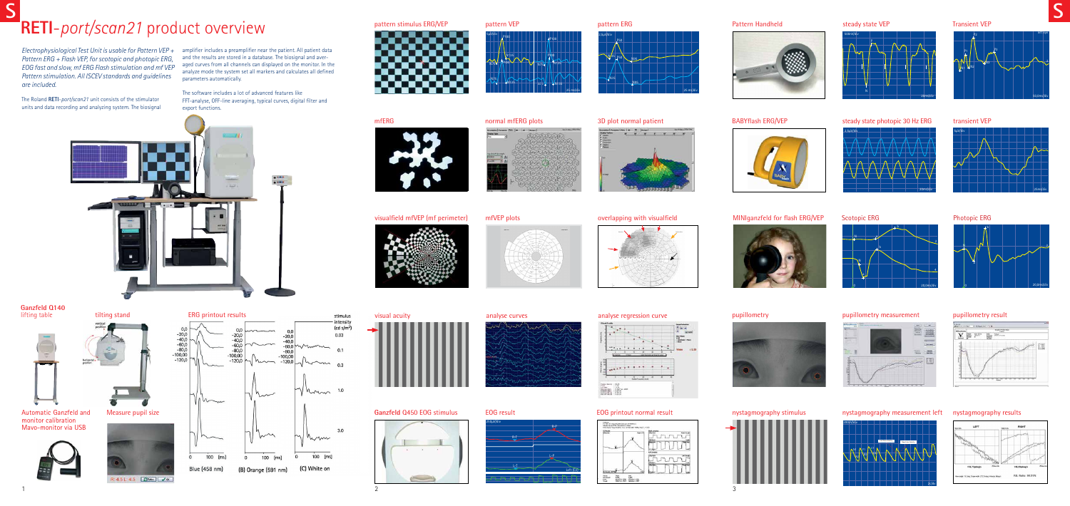# RETI-*port/scan21* product overview

*Electrophysiological Test Unit is usable for Pattern VEP + Pattern ERG + Flash VEP, for scotopic and photopic ERG, EOG fast and slow, mf ERG Flash stimulation and mf VEP Pattern stimulation. All ISCEV standards and guidelines are included.*

The Roland **RETI**-*port/scan21* unit consists of the stimulator units and data recording and analyzing system. The biosignal amplifier includes a preamplifier near the patient. All patient data and the results are stored in a database. The biosignal and averaged curves from all channels can displayed on the monitor. In the analyze mode the system set all markers and calculates all defined parameters automatically.

The software includes a lot of advanced features like FFT-analyse, OFF-line averaging, typical curves, digital filter and export functions.

**Ganzfeld Q140** lifting table

tilting stand

Automatic Ganzfeld and monitor calibration Mavo-monitor via USB

Measure pupil size

ERG printout results

stimulus intensity (cd s/m²)

0.03

0.1

0.3

1.0

3.0

Blue (458 nm)

(B) Orange (591 nm)

(C) White on

pattern stimulus ERG/VEP

pattern VEP

pattern ERG

mfERG

normal mfERG plots

3D plot normal patient

visualfield mfVEP (mf perimeter)

mfVEP plots

overlapping with visualfield

visual acuity

analyse curves

analyse regression curve

**Ganzfeld** Q450 EOG stimulus

EOG result

EOG printout normal result

Pattern Handheld

steady state VEP

Transient VEP

BABYflash ERG/VEP

steady state photopic 30 Hz ERG

transient VEP

MINIganzfeld for flash ERG/VEP

Scotopic ERG

Photopic ERG

pupillometry

pupillometry measurement

pupillometry result

nystagmography stimulus

nystagmography measurement left

nystagmography results